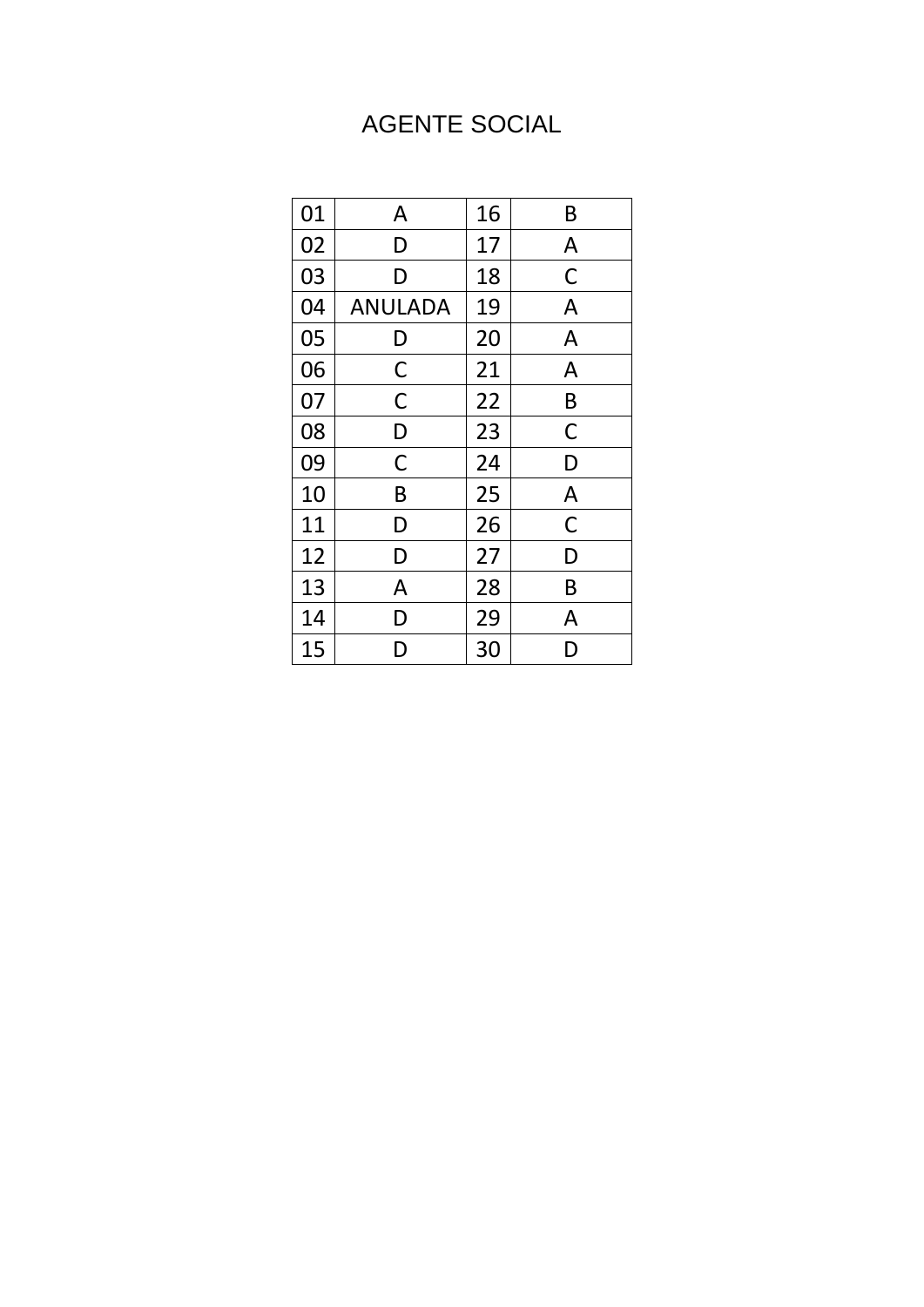# AGENTE SOCIAL

| 01 | A | 16 | B |
|---|---|---|---|
| 02 | D | 17 | A |
| 03 | D | 18 | C |
| 04 | ANULADA | 19 | A |
| 05 | D | 20 | A |
| 06 | C | 21 | A |
| 07 | C | 22 | B |
| 08 | D | 23 | C |
| 09 | C | 24 | D |
| 10 | B | 25 | A |
| 11 | D | 26 | C |
| 12 | D | 27 | D |
| 13 | A | 28 | B |
| 14 | D | 29 | A |
| 15 | D | 30 | D |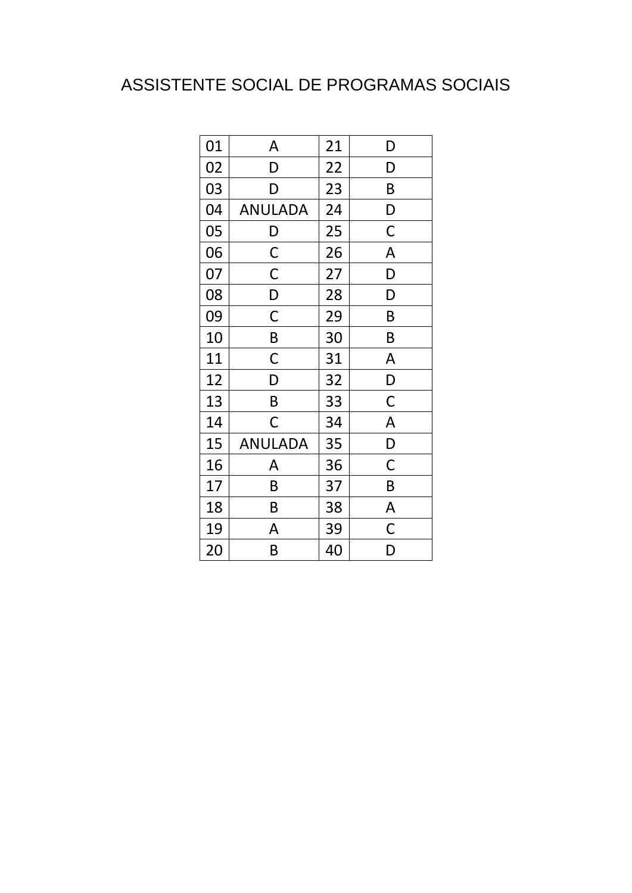# ASSISTENTE SOCIAL DE PROGRAMAS SOCIAIS

| 01 | A | 21 | D |
|---|---|---|---|
| 02 | D | 22 | D |
| 03 | D | 23 | B |
| 04 | ANULADA | 24 | D |
| 05 | D | 25 | C |
| 06 | C | 26 | A |
| 07 | C | 27 | D |
| 08 | D | 28 | D |
| 09 | C | 29 | B |
| 10 | B | 30 | B |
| 11 | C | 31 | A |
| 12 | D | 32 | D |
| 13 | B | 33 | C |
| 14 | C | 34 | A |
| 15 | ANULADA | 35 | D |
| 16 | A | 36 | C |
| 17 | B | 37 | B |
| 18 | B | 38 | A |
| 19 | A | 39 | C |
| 20 | B | 40 | D |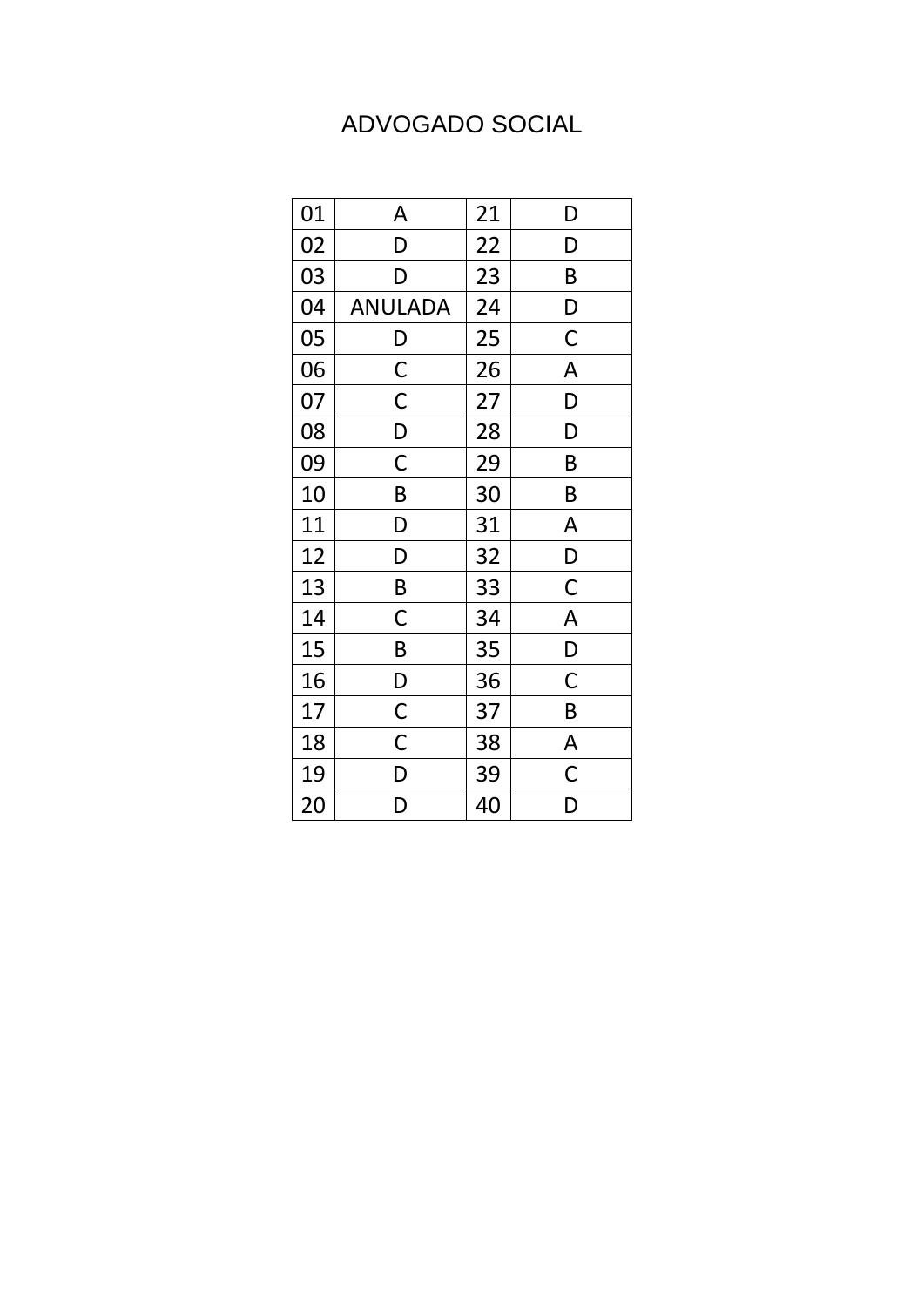# ADVOGADO SOCIAL

| 01 | A | 21 | D |
|---|---|---|---|
| 02 | D | 22 | D |
| 03 | D | 23 | B |
| 04 | ANULADA | 24 | D |
| 05 | D | 25 | C |
| 06 | C | 26 | A |
| 07 | C | 27 | D |
| 08 | D | 28 | D |
| 09 | C | 29 | B |
| 10 | B | 30 | B |
| 11 | D | 31 | A |
| 12 | D | 32 | D |
| 13 | B | 33 | C |
| 14 | C | 34 | A |
| 15 | B | 35 | D |
| 16 | D | 36 | C |
| 17 | C | 37 | B |
| 18 | C | 38 | A |
| 19 | D | 39 | C |
| 20 | D | 40 | D |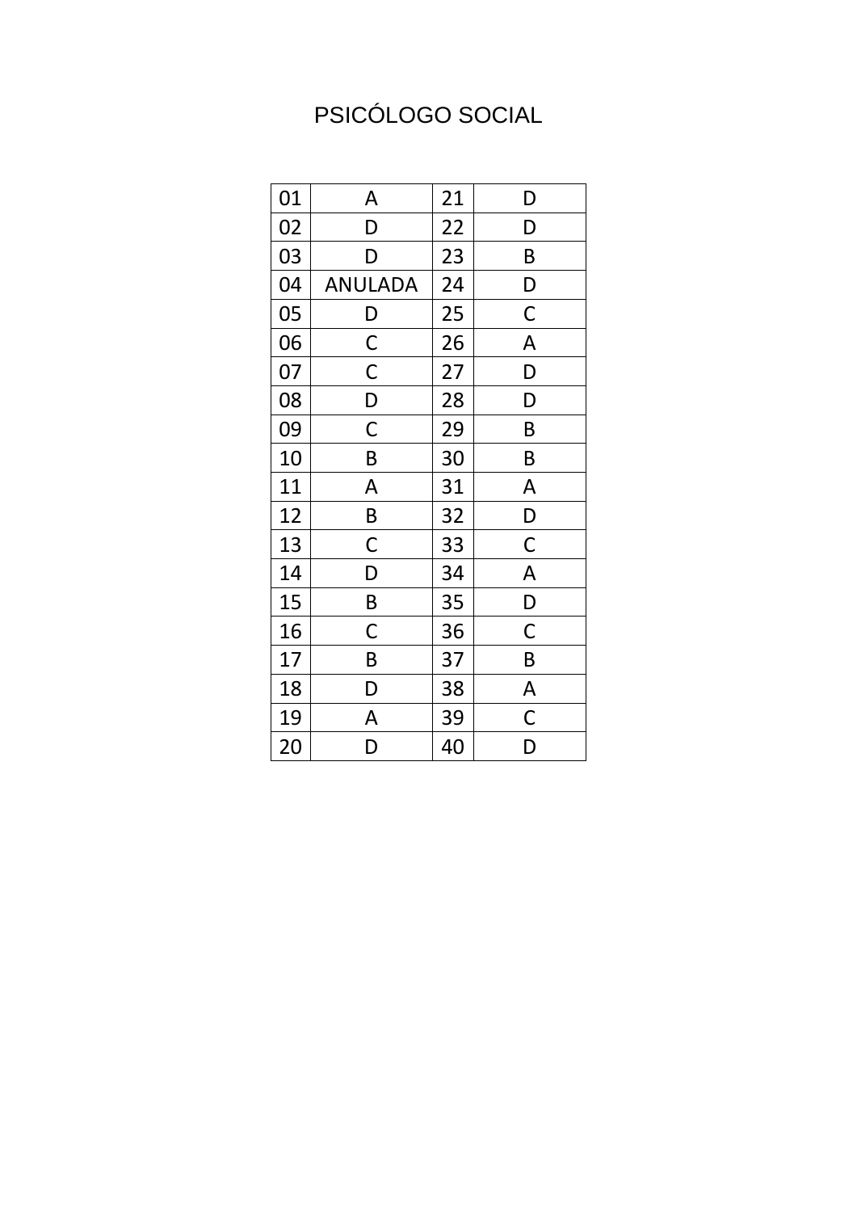# PSICÓLOGO SOCIAL

| 01 | A | 21 | D |
|---|---|---|---|
| 02 | D | 22 | D |
| 03 | D | 23 | B |
| 04 | ANULADA | 24 | D |
| 05 | D | 25 | C |
| 06 | C | 26 | A |
| 07 | C | 27 | D |
| 08 | D | 28 | D |
| 09 | C | 29 | B |
| 10 | B | 30 | B |
| 11 | A | 31 | A |
| 12 | B | 32 | D |
| 13 | C | 33 | C |
| 14 | D | 34 | A |
| 15 | B | 35 | D |
| 16 | C | 36 | C |
| 17 | B | 37 | B |
| 18 | D | 38 | A |
| 19 | A | 39 | C |
| 20 | D | 40 | D |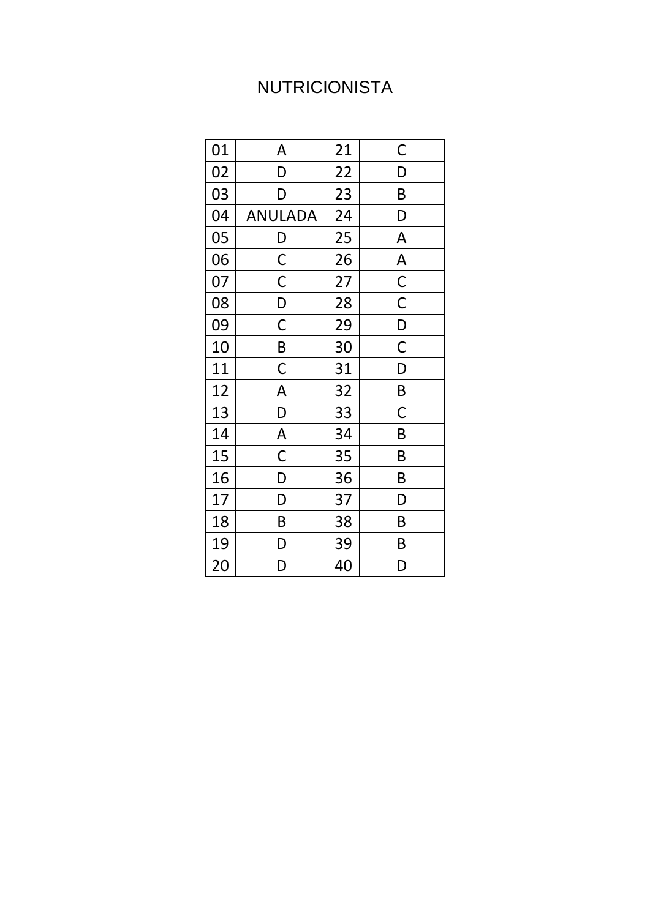NUTRICIONISTA

| | | | |
|---|---|---|---|
| 01 | A | 21 | C |
| 02 | D | 22 | D |
| 03 | D | 23 | B |
| 04 | ANULADA | 24 | D |
| 05 | D | 25 | A |
| 06 | C | 26 | A |
| 07 | C | 27 | C |
| 08 | D | 28 | C |
| 09 | C | 29 | D |
| 10 | B | 30 | C |
| 11 | C | 31 | D |
| 12 | A | 32 | B |
| 13 | D | 33 | C |
| 14 | A | 34 | B |
| 15 | C | 35 | B |
| 16 | D | 36 | B |
| 17 | D | 37 | D |
| 18 | B | 38 | B |
| 19 | D | 39 | B |
| 20 | D | 40 | D |